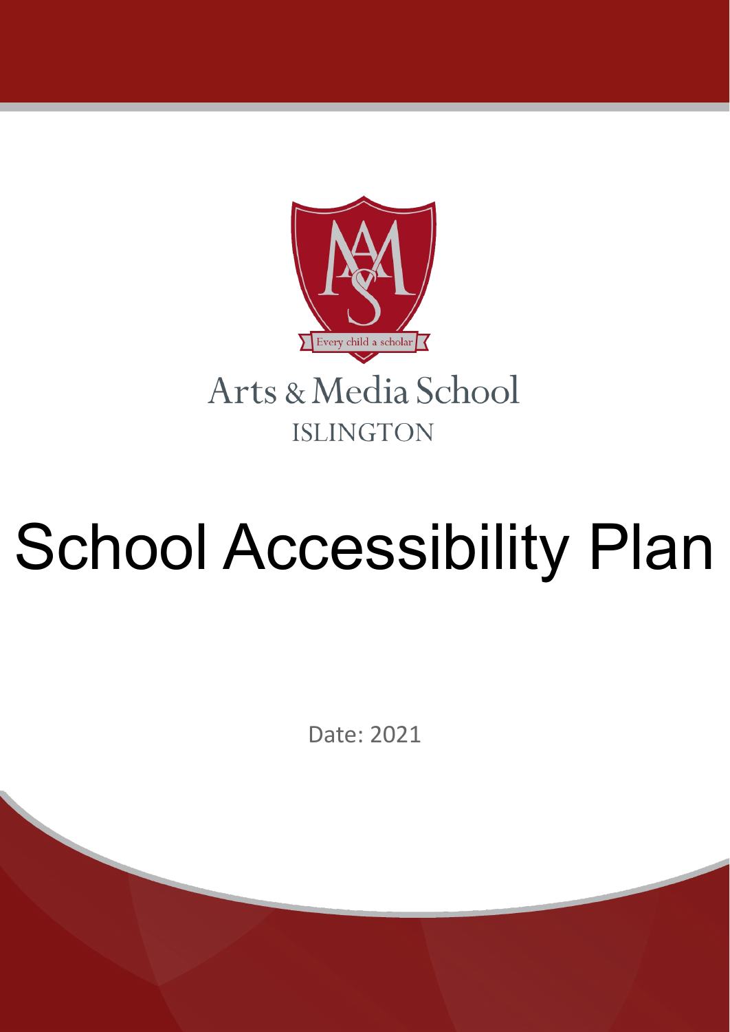Every child a scholar

Arts & Media School

ISLINGTON

# School Accessibility Plan

Date: 2021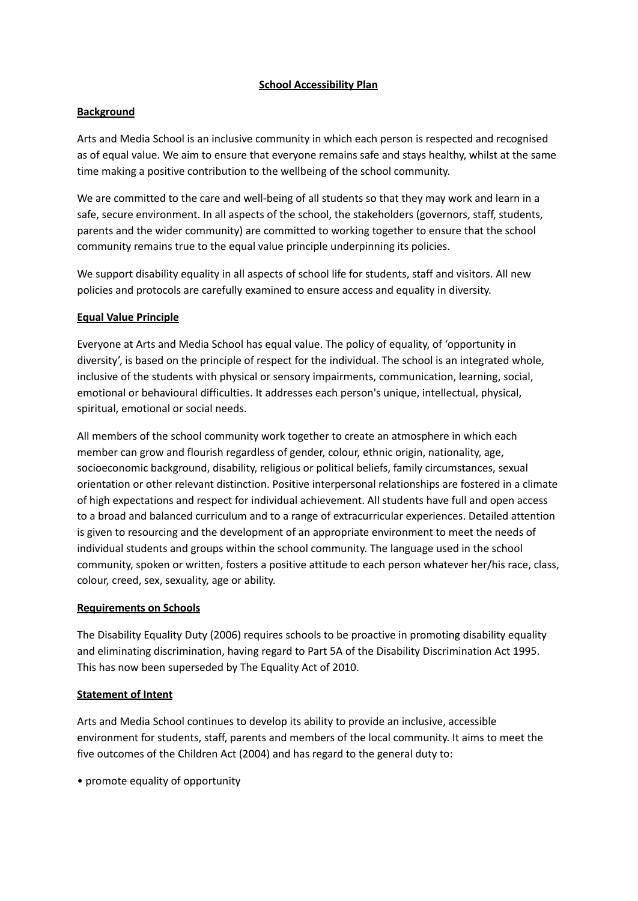# School Accessibility Plan

## Background

Arts and Media School is an inclusive community in which each person is respected and recognised as of equal value. We aim to ensure that everyone remains safe and stays healthy, whilst at the same time making a positive contribution to the wellbeing of the school community.

We are committed to the care and well-being of all students so that they may work and learn in a safe, secure environment. In all aspects of the school, the stakeholders (governors, staff, students, parents and the wider community) are committed to working together to ensure that the school community remains true to the equal value principle underpinning its policies.

We support disability equality in all aspects of school life for students, staff and visitors. All new policies and protocols are carefully examined to ensure access and equality in diversity.

## Equal Value Principle

Everyone at Arts and Media School has equal value. The policy of equality, of 'opportunity in diversity', is based on the principle of respect for the individual. The school is an integrated whole, inclusive of the students with physical or sensory impairments, communication, learning, social, emotional or behavioural difficulties. It addresses each person's unique, intellectual, physical, spiritual, emotional or social needs.

All members of the school community work together to create an atmosphere in which each member can grow and flourish regardless of gender, colour, ethnic origin, nationality, age, socioeconomic background, disability, religious or political beliefs, family circumstances, sexual orientation or other relevant distinction. Positive interpersonal relationships are fostered in a climate of high expectations and respect for individual achievement. All students have full and open access to a broad and balanced curriculum and to a range of extracurricular experiences. Detailed attention is given to resourcing and the development of an appropriate environment to meet the needs of individual students and groups within the school community. The language used in the school community, spoken or written, fosters a positive attitude to each person whatever her/his race, class, colour, creed, sex, sexuality, age or ability.

## Requirements on Schools

The Disability Equality Duty (2006) requires schools to be proactive in promoting disability equality and eliminating discrimination, having regard to Part 5A of the Disability Discrimination Act 1995. This has now been superseded by The Equality Act of 2010.

## Statement of Intent

Arts and Media School continues to develop its ability to provide an inclusive, accessible environment for students, staff, parents and members of the local community. It aims to meet the five outcomes of the Children Act (2004) and has regard to the general duty to:

- promote equality of opportunity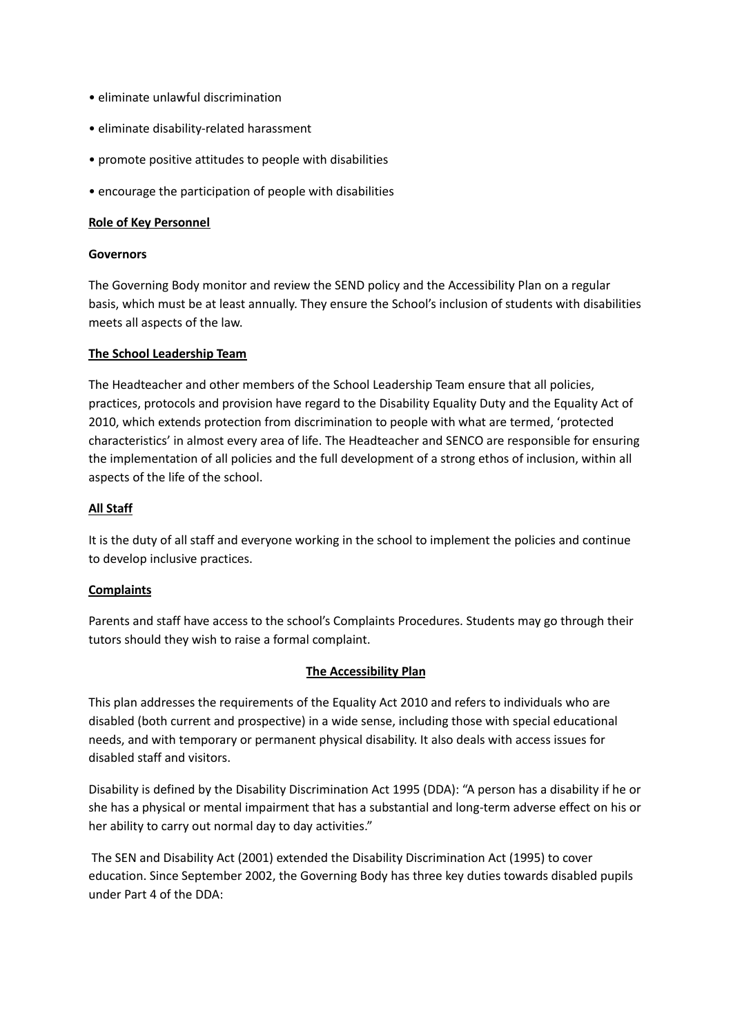- eliminate unlawful discrimination
- eliminate disability-related harassment
- promote positive attitudes to people with disabilities
- encourage the participation of people with disabilities

## Role of Key Personnel

### Governors

The Governing Body monitor and review the SEND policy and the Accessibility Plan on a regular basis, which must be at least annually. They ensure the School's inclusion of students with disabilities meets all aspects of the law.

### The School Leadership Team

The Headteacher and other members of the School Leadership Team ensure that all policies, practices, protocols and provision have regard to the Disability Equality Duty and the Equality Act of 2010, which extends protection from discrimination to people with what are termed, 'protected characteristics' in almost every area of life. The Headteacher and SENCO are responsible for ensuring the implementation of all policies and the full development of a strong ethos of inclusion, within all aspects of the life of the school.

### All Staff

It is the duty of all staff and everyone working in the school to implement the policies and continue to develop inclusive practices.

### Complaints

Parents and staff have access to the school's Complaints Procedures. Students may go through their tutors should they wish to raise a formal complaint.

## The Accessibility Plan

This plan addresses the requirements of the Equality Act 2010 and refers to individuals who are disabled (both current and prospective) in a wide sense, including those with special educational needs, and with temporary or permanent physical disability. It also deals with access issues for disabled staff and visitors.

Disability is defined by the Disability Discrimination Act 1995 (DDA): "A person has a disability if he or she has a physical or mental impairment that has a substantial and long-term adverse effect on his or her ability to carry out normal day to day activities."

The SEN and Disability Act (2001) extended the Disability Discrimination Act (1995) to cover education. Since September 2002, the Governing Body has three key duties towards disabled pupils under Part 4 of the DDA: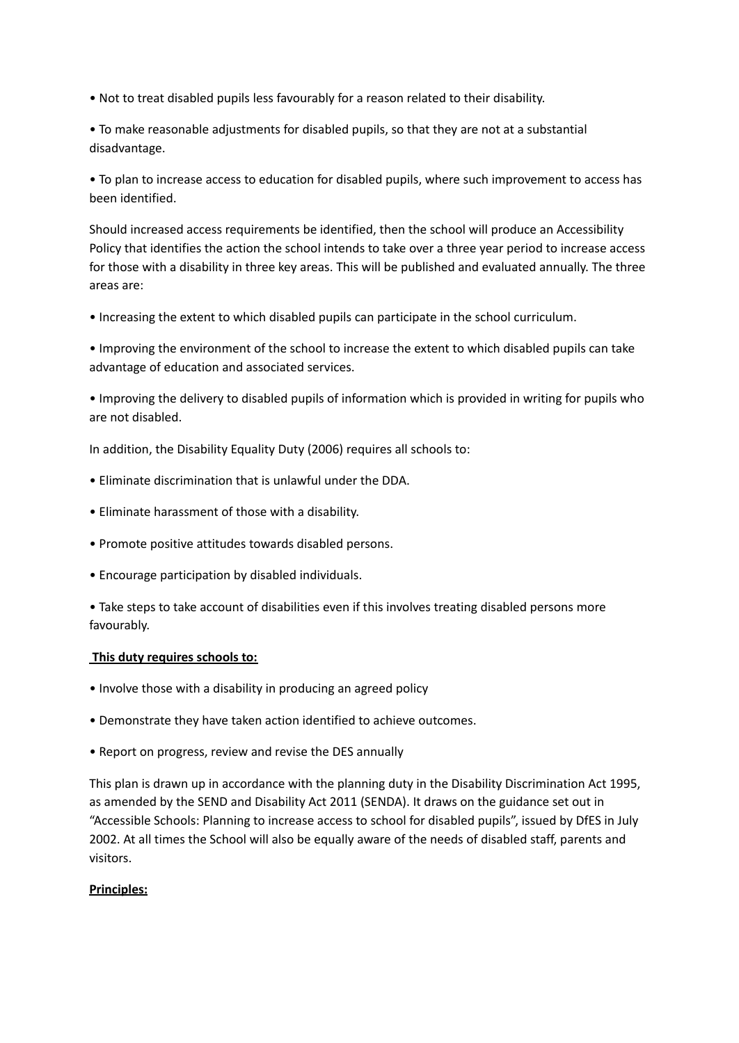- Not to treat disabled pupils less favourably for a reason related to their disability.
- To make reasonable adjustments for disabled pupils, so that they are not at a substantial disadvantage.
- To plan to increase access to education for disabled pupils, where such improvement to access has been identified.

Should increased access requirements be identified, then the school will produce an Accessibility Policy that identifies the action the school intends to take over a three year period to increase access for those with a disability in three key areas. This will be published and evaluated annually. The three areas are:

- Increasing the extent to which disabled pupils can participate in the school curriculum.
- Improving the environment of the school to increase the extent to which disabled pupils can take advantage of education and associated services.
- Improving the delivery to disabled pupils of information which is provided in writing for pupils who are not disabled.

In addition, the Disability Equality Duty (2006) requires all schools to:

- Eliminate discrimination that is unlawful under the DDA.
- Eliminate harassment of those with a disability.
- Promote positive attitudes towards disabled persons.
- Encourage participation by disabled individuals.
- Take steps to take account of disabilities even if this involves treating disabled persons more favourably.

**This duty requires schools to:**

- Involve those with a disability in producing an agreed policy
- Demonstrate they have taken action identified to achieve outcomes.
- Report on progress, review and revise the DES annually

This plan is drawn up in accordance with the planning duty in the Disability Discrimination Act 1995, as amended by the SEND and Disability Act 2011 (SENDA). It draws on the guidance set out in "Accessible Schools: Planning to increase access to school for disabled pupils", issued by DfES in July 2002. At all times the School will also be equally aware of the needs of disabled staff, parents and visitors.

**Principles:**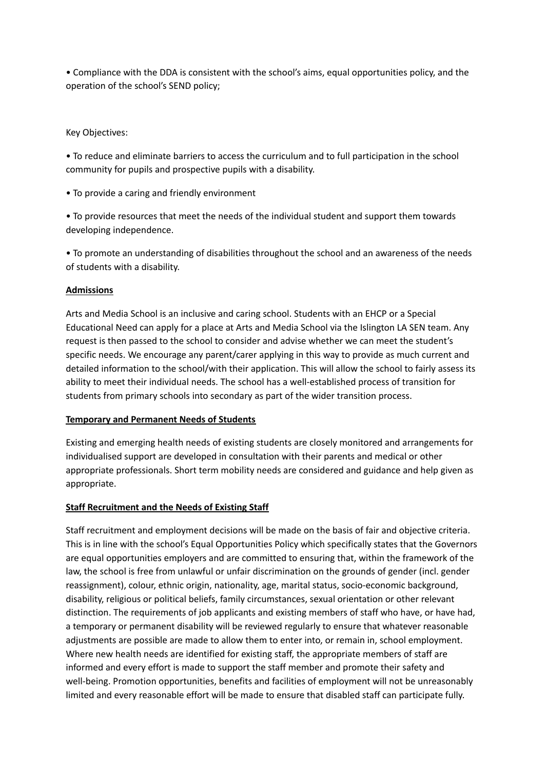• Compliance with the DDA is consistent with the school's aims, equal opportunities policy, and the operation of the school's SEND policy;

Key Objectives:

• To reduce and eliminate barriers to access the curriculum and to full participation in the school community for pupils and prospective pupils with a disability.

• To provide a caring and friendly environment

• To provide resources that meet the needs of the individual student and support them towards developing independence.

• To promote an understanding of disabilities throughout the school and an awareness of the needs of students with a disability.

**Admissions**

Arts and Media School is an inclusive and caring school. Students with an EHCP or a Special Educational Need can apply for a place at Arts and Media School via the Islington LA SEN team. Any request is then passed to the school to consider and advise whether we can meet the student's specific needs. We encourage any parent/carer applying in this way to provide as much current and detailed information to the school/with their application. This will allow the school to fairly assess its ability to meet their individual needs. The school has a well-established process of transition for students from primary schools into secondary as part of the wider transition process.

**Temporary and Permanent Needs of Students**

Existing and emerging health needs of existing students are closely monitored and arrangements for individualised support are developed in consultation with their parents and medical or other appropriate professionals. Short term mobility needs are considered and guidance and help given as appropriate.

**Staff Recruitment and the Needs of Existing Staff**

Staff recruitment and employment decisions will be made on the basis of fair and objective criteria. This is in line with the school's Equal Opportunities Policy which specifically states that the Governors are equal opportunities employers and are committed to ensuring that, within the framework of the law, the school is free from unlawful or unfair discrimination on the grounds of gender (incl. gender reassignment), colour, ethnic origin, nationality, age, marital status, socio-economic background, disability, religious or political beliefs, family circumstances, sexual orientation or other relevant distinction. The requirements of job applicants and existing members of staff who have, or have had, a temporary or permanent disability will be reviewed regularly to ensure that whatever reasonable adjustments are possible are made to allow them to enter into, or remain in, school employment. Where new health needs are identified for existing staff, the appropriate members of staff are informed and every effort is made to support the staff member and promote their safety and well-being. Promotion opportunities, benefits and facilities of employment will not be unreasonably limited and every reasonable effort will be made to ensure that disabled staff can participate fully.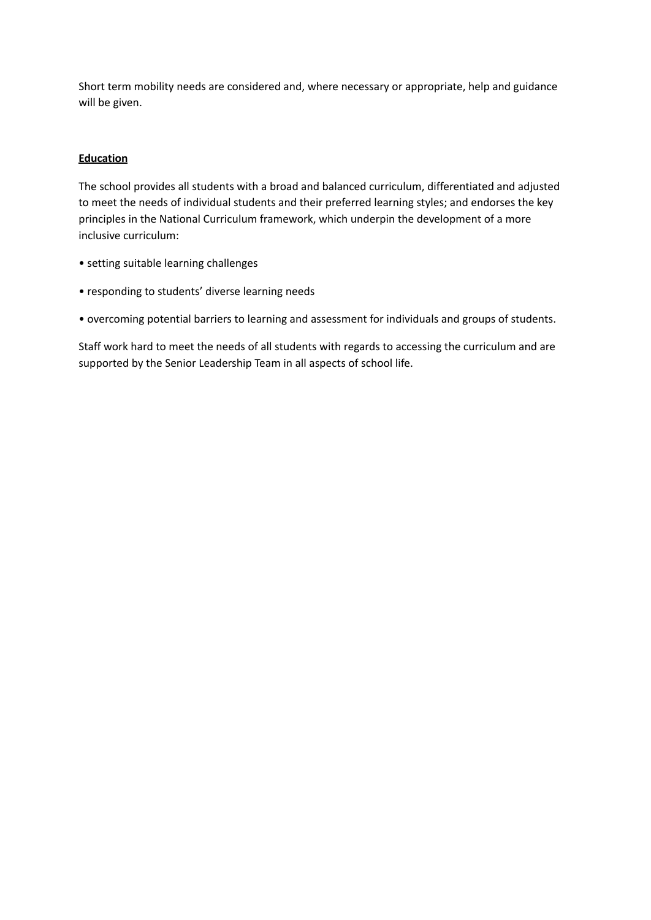Short term mobility needs are considered and, where necessary or appropriate, help and guidance will be given.

## **Education**

The school provides all students with a broad and balanced curriculum, differentiated and adjusted to meet the needs of individual students and their preferred learning styles; and endorses the key principles in the National Curriculum framework, which underpin the development of a more inclusive curriculum:

- setting suitable learning challenges
- responding to students' diverse learning needs
- overcoming potential barriers to learning and assessment for individuals and groups of students.

Staff work hard to meet the needs of all students with regards to accessing the curriculum and are supported by the Senior Leadership Team in all aspects of school life.